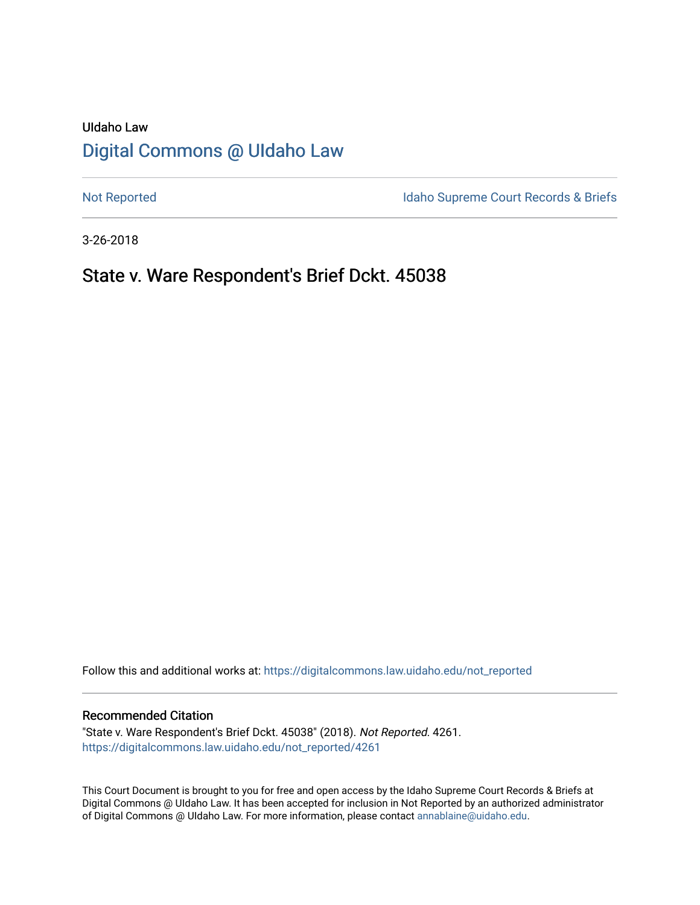UIdaho Law

# Digital Commons @ UIdaho Law

Not Reported | Idaho Supreme Court Records & Briefs

3-26-2018

## State v. Ware Respondent's Brief Dckt. 45038

Follow this and additional works at: https://digitalcommons.law.uidaho.edu/not_reported

### Recommended Citation

"State v. Ware Respondent's Brief Dckt. 45038" (2018). *Not Reported*. 4261.
https://digitalcommons.law.uidaho.edu/not_reported/4261

This Court Document is brought to you for free and open access by the Idaho Supreme Court Records & Briefs at Digital Commons @ UIdaho Law. It has been accepted for inclusion in Not Reported by an authorized administrator of Digital Commons @ UIdaho Law. For more information, please contact annablaine@uidaho.edu.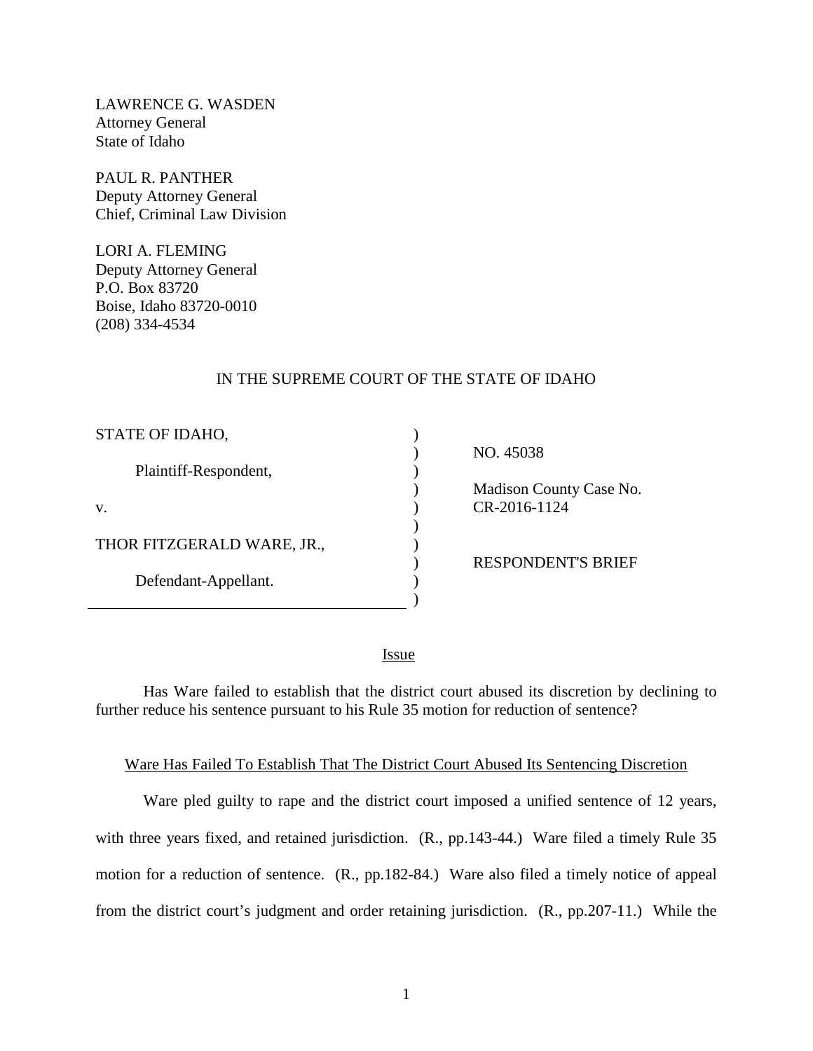LAWRENCE G. WASDEN
Attorney General
State of Idaho

PAUL R. PANTHER
Deputy Attorney General
Chief, Criminal Law Division

LORI A. FLEMING
Deputy Attorney General
P.O. Box 83720
Boise, Idaho 83720-0010
(208) 334-4534

IN THE SUPREME COURT OF THE STATE OF IDAHO

| | | |
|---|---|---|
| STATE OF IDAHO, | ) | |
| | ) | NO. 45038 |
| Plaintiff-Respondent, | ) | |
| | ) | Madison County Case No. |
| v. | ) | CR-2016-1124 |
| | ) | |
| THOR FITZGERALD WARE, JR., | ) | |
| | ) | RESPONDENT'S BRIEF |
| Defendant-Appellant. | ) | |
| | ) | |

## Issue

Has Ware failed to establish that the district court abused its discretion by declining to further reduce his sentence pursuant to his Rule 35 motion for reduction of sentence?

## Ware Has Failed To Establish That The District Court Abused Its Sentencing Discretion

Ware pled guilty to rape and the district court imposed a unified sentence of 12 years, with three years fixed, and retained jurisdiction. (R., pp.143-44.) Ware filed a timely Rule 35 motion for a reduction of sentence. (R., pp.182-84.) Ware also filed a timely notice of appeal from the district court's judgment and order retaining jurisdiction. (R., pp.207-11.) While the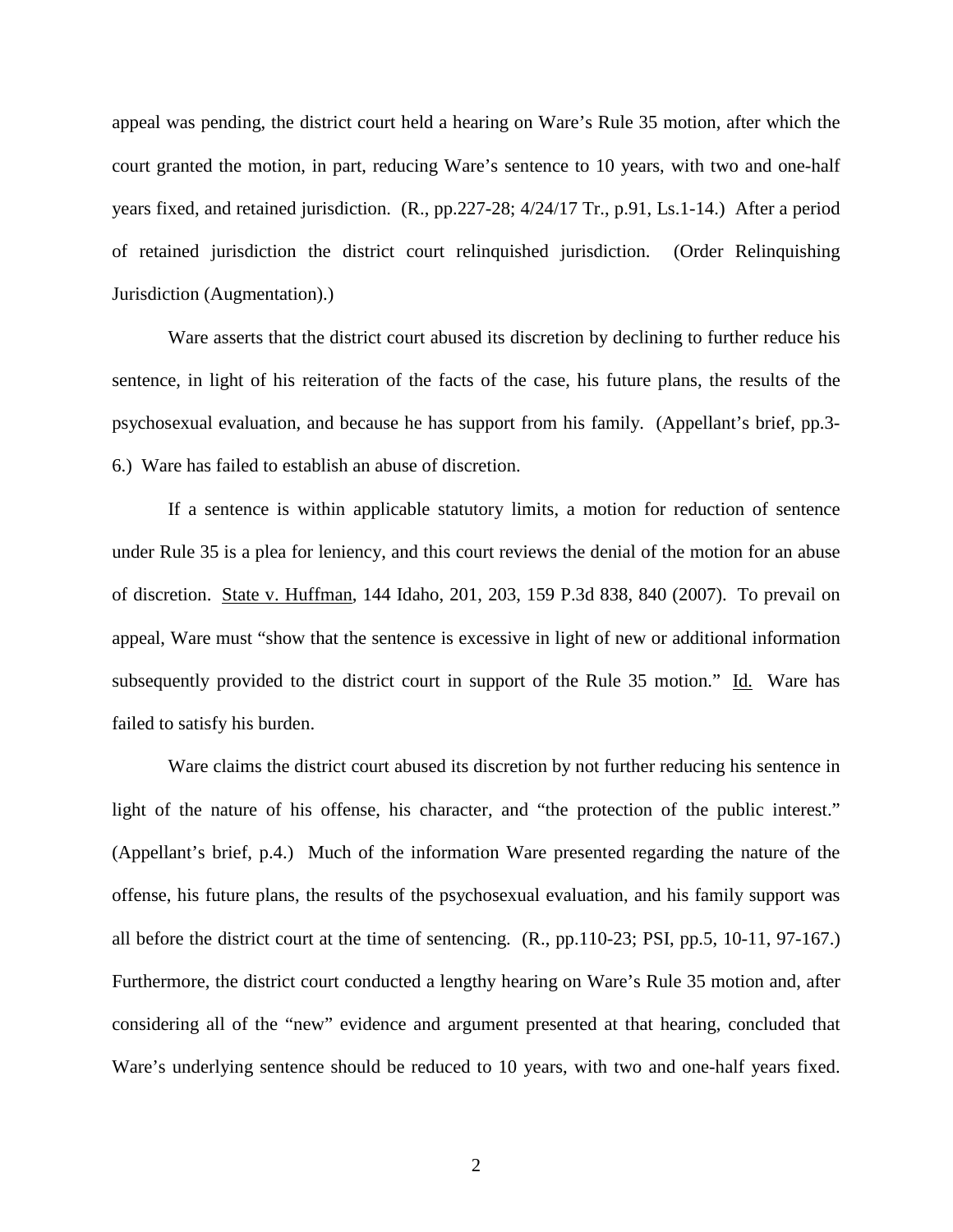appeal was pending, the district court held a hearing on Ware's Rule 35 motion, after which the court granted the motion, in part, reducing Ware's sentence to 10 years, with two and one-half years fixed, and retained jurisdiction. (R., pp.227-28; 4/24/17 Tr., p.91, Ls.1-14.) After a period of retained jurisdiction the district court relinquished jurisdiction. (Order Relinquishing Jurisdiction (Augmentation).)

Ware asserts that the district court abused its discretion by declining to further reduce his sentence, in light of his reiteration of the facts of the case, his future plans, the results of the psychosexual evaluation, and because he has support from his family. (Appellant's brief, pp.3-6.) Ware has failed to establish an abuse of discretion.

If a sentence is within applicable statutory limits, a motion for reduction of sentence under Rule 35 is a plea for leniency, and this court reviews the denial of the motion for an abuse of discretion. State v. Huffman, 144 Idaho, 201, 203, 159 P.3d 838, 840 (2007). To prevail on appeal, Ware must "show that the sentence is excessive in light of new or additional information subsequently provided to the district court in support of the Rule 35 motion." Id. Ware has failed to satisfy his burden.

Ware claims the district court abused its discretion by not further reducing his sentence in light of the nature of his offense, his character, and "the protection of the public interest." (Appellant's brief, p.4.) Much of the information Ware presented regarding the nature of the offense, his future plans, the results of the psychosexual evaluation, and his family support was all before the district court at the time of sentencing. (R., pp.110-23; PSI, pp.5, 10-11, 97-167.) Furthermore, the district court conducted a lengthy hearing on Ware's Rule 35 motion and, after considering all of the "new" evidence and argument presented at that hearing, concluded that Ware's underlying sentence should be reduced to 10 years, with two and one-half years fixed.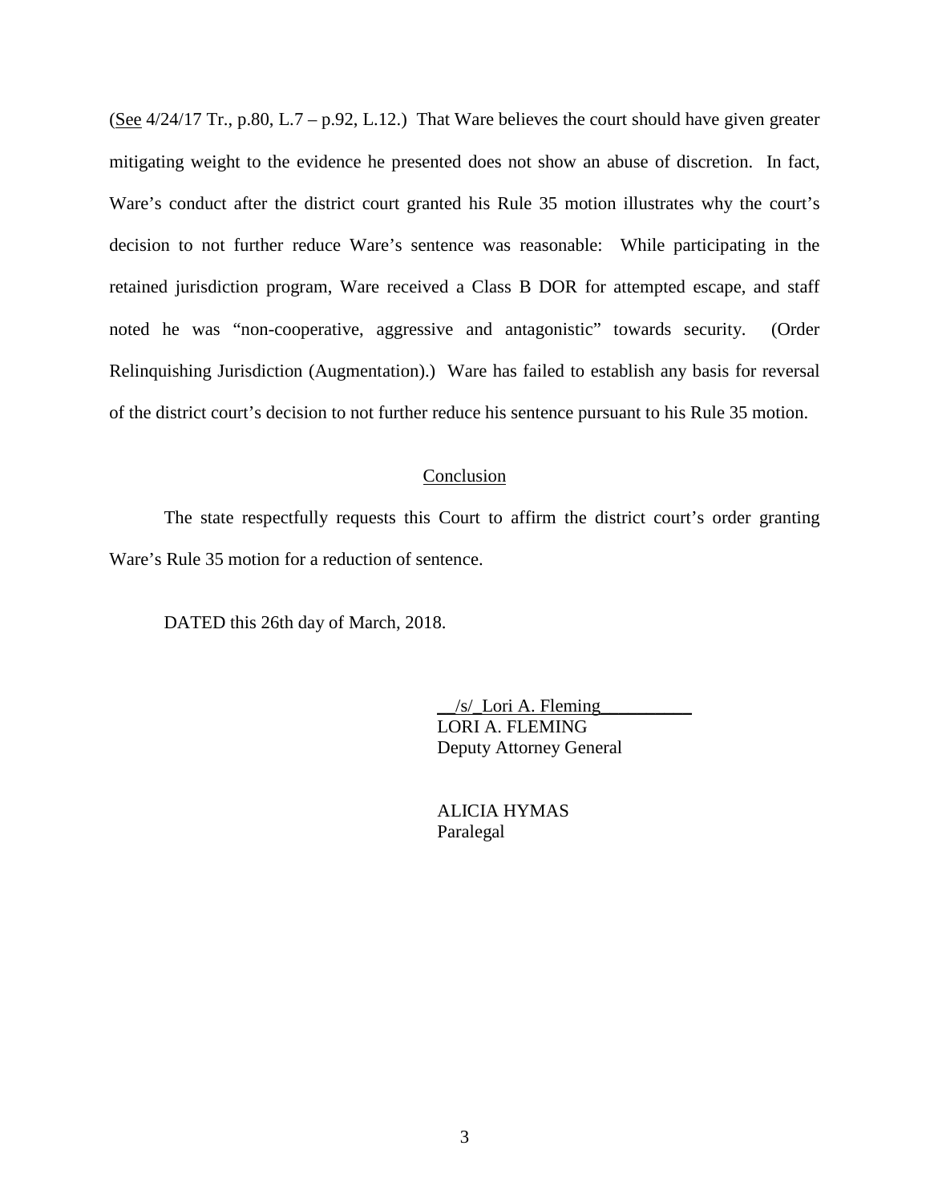(See 4/24/17 Tr., p.80, L.7 – p.92, L.12.) That Ware believes the court should have given greater mitigating weight to the evidence he presented does not show an abuse of discretion. In fact, Ware's conduct after the district court granted his Rule 35 motion illustrates why the court's decision to not further reduce Ware's sentence was reasonable: While participating in the retained jurisdiction program, Ware received a Class B DOR for attempted escape, and staff noted he was "non-cooperative, aggressive and antagonistic" towards security. (Order Relinquishing Jurisdiction (Augmentation).) Ware has failed to establish any basis for reversal of the district court's decision to not further reduce his sentence pursuant to his Rule 35 motion.

## Conclusion

The state respectfully requests this Court to affirm the district court's order granting Ware's Rule 35 motion for a reduction of sentence.

DATED this 26th day of March, 2018.

/s/ Lori A. Fleming
LORI A. FLEMING
Deputy Attorney General

ALICIA HYMAS
Paralegal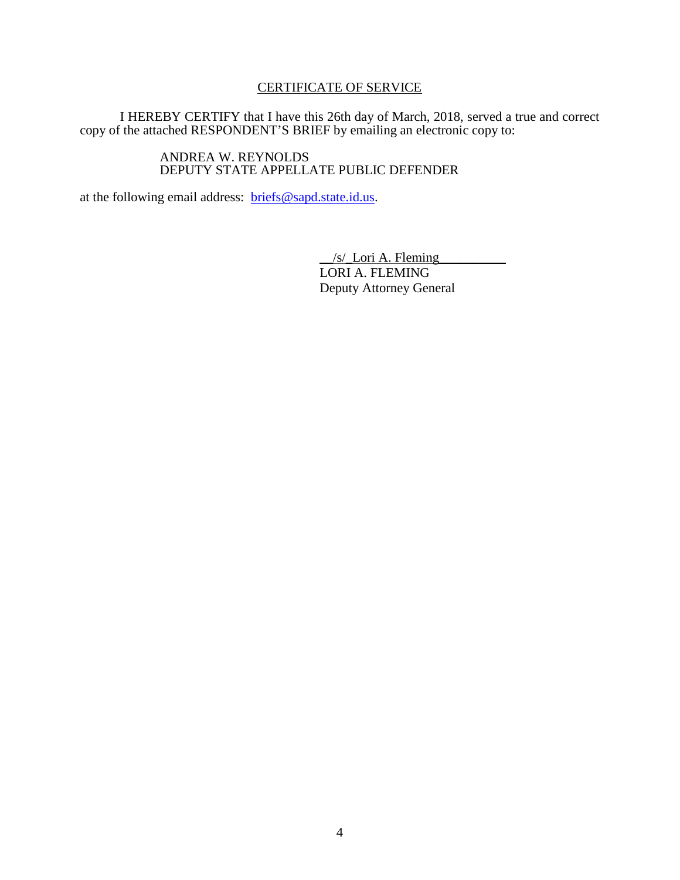## CERTIFICATE OF SERVICE

I HEREBY CERTIFY that I have this 26th day of March, 2018, served a true and correct copy of the attached RESPONDENT'S BRIEF by emailing an electronic copy to:

ANDREA W. REYNOLDS
DEPUTY STATE APPELLATE PUBLIC DEFENDER

at the following email address: briefs@sapd.state.id.us.

/s/ Lori A. Fleming
LORI A. FLEMING
Deputy Attorney General